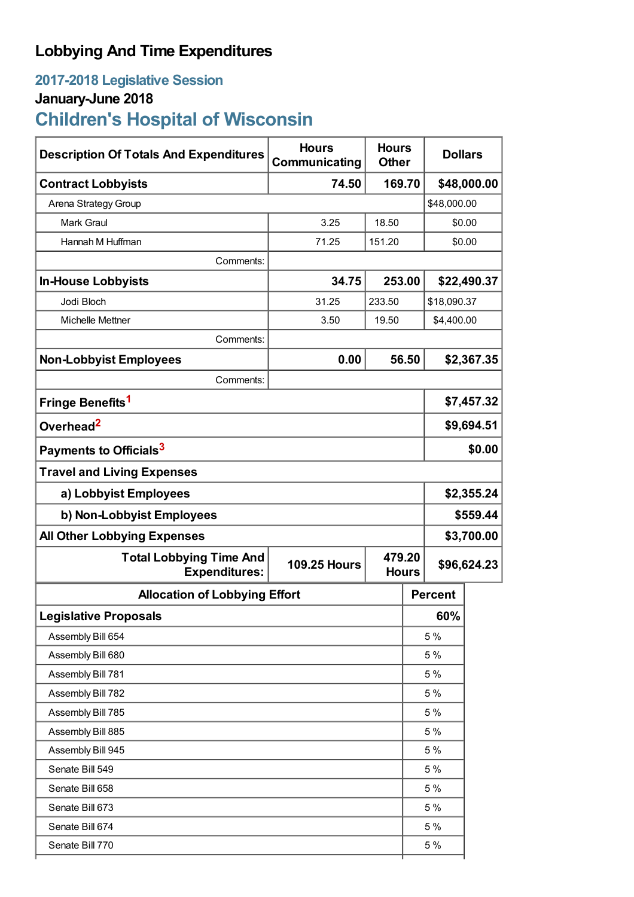# Lobbying And Time Expenditures

## 2017-2018 Legislative Session

### January-June 2018

## Children's Hospital of Wisconsin

| Description Of Totals And Expenditures | Hours Communicating | Hours Other | Dollars |
|---|---|---|---|
| **Contract Lobbyists** | **74.50** | **169.70** | **$48,000.00** |
| Arena Strategy Group | | | $48,000.00 |
| Mark Graul | 3.25 | 18.50 | $0.00 |
| Hannah M Huffman | 71.25 | 151.20 | $0.00 |
| Comments: | | | |
| **In-House Lobbyists** | **34.75** | **253.00** | **$22,490.37** |
| Jodi Bloch | 31.25 | 233.50 | $18,090.37 |
| Michelle Mettner | 3.50 | 19.50 | $4,400.00 |
| Comments: | | | |
| **Non-Lobbyist Employees** | **0.00** | **56.50** | **$2,367.35** |
| Comments: | | | |
| **Fringe Benefits**[1] | | | **$7,457.32** |
| **Overhead**[2] | | | **$9,694.51** |
| **Payments to Officials**[3] | | | **$0.00** |
| **Travel and Living Expenses** | | | |
| **a) Lobbyist Employees** | | | **$2,355.24** |
| **b) Non-Lobbyist Employees** | | | **$559.44** |
| **All Other Lobbying Expenses** | | | **$3,700.00** |
| **Total Lobbying Time And Expenditures:** | **109.25 Hours** | **479.20 Hours** | **$96,624.23** |

| Allocation of Lobbying Effort | Percent |
|---|---|
| **Legislative Proposals** | **60%** |
| Assembly Bill 654 | 5 % |
| Assembly Bill 680 | 5 % |
| Assembly Bill 781 | 5 % |
| Assembly Bill 782 | 5 % |
| Assembly Bill 785 | 5 % |
| Assembly Bill 885 | 5 % |
| Assembly Bill 945 | 5 % |
| Senate Bill 549 | 5 % |
| Senate Bill 658 | 5 % |
| Senate Bill 673 | 5 % |
| Senate Bill 674 | 5 % |
| Senate Bill 770 | 5 % |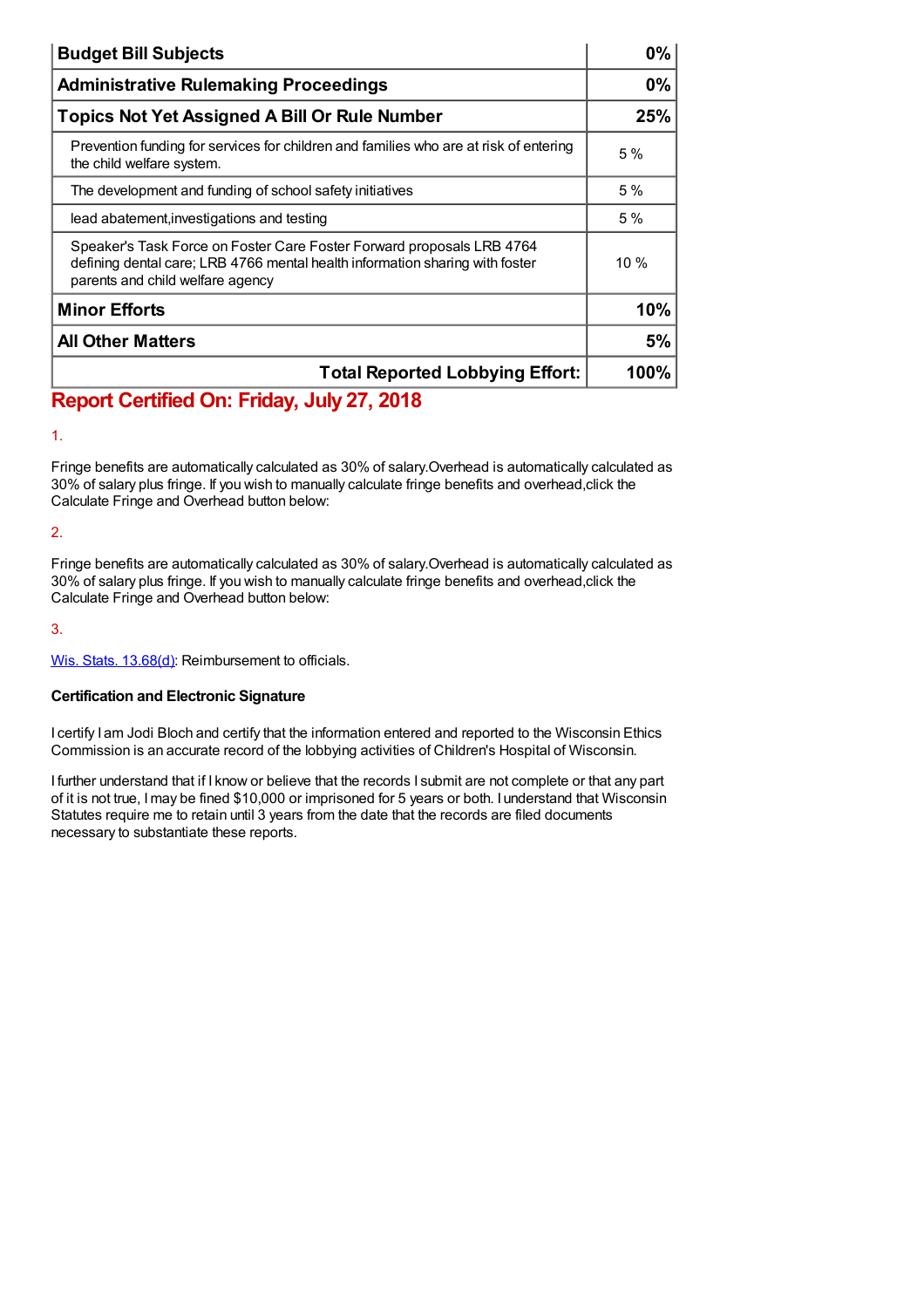| | |
|---|---|
| **Budget Bill Subjects** | **0%** |
| **Administrative Rulemaking Proceedings** | **0%** |
| **Topics Not Yet Assigned A Bill Or Rule Number** | **25%** |
| Prevention funding for services for children and families who are at risk of entering the child welfare system. | 5 % |
| The development and funding of school safety initiatives | 5 % |
| lead abatement,investigations and testing | 5 % |
| Speaker's Task Force on Foster Care Foster Forward proposals LRB 4764 defining dental care; LRB 4766 mental health information sharing with foster parents and child welfare agency | 10 % |
| **Minor Efforts** | **10%** |
| **All Other Matters** | **5%** |
| **Total Reported Lobbying Effort:** | **100%** |

## Report Certified On: Friday, July 27, 2018

1.

Fringe benefits are automatically calculated as 30% of salary.Overhead is automatically calculated as 30% of salary plus fringe. If you wish to manually calculate fringe benefits and overhead,click the Calculate Fringe and Overhead button below:

2.

Fringe benefits are automatically calculated as 30% of salary.Overhead is automatically calculated as 30% of salary plus fringe. If you wish to manually calculate fringe benefits and overhead,click the Calculate Fringe and Overhead button below:

3.

Wis. Stats. 13.68(d): Reimbursement to officials.

**Certification and Electronic Signature**

I certify I am Jodi Bloch and certify that the information entered and reported to the Wisconsin Ethics Commission is an accurate record of the lobbying activities of Children's Hospital of Wisconsin.

I further understand that if I know or believe that the records I submit are not complete or that any part of it is not true, I may be fined $10,000 or imprisoned for 5 years or both. I understand that Wisconsin Statutes require me to retain until 3 years from the date that the records are filed documents necessary to substantiate these reports.